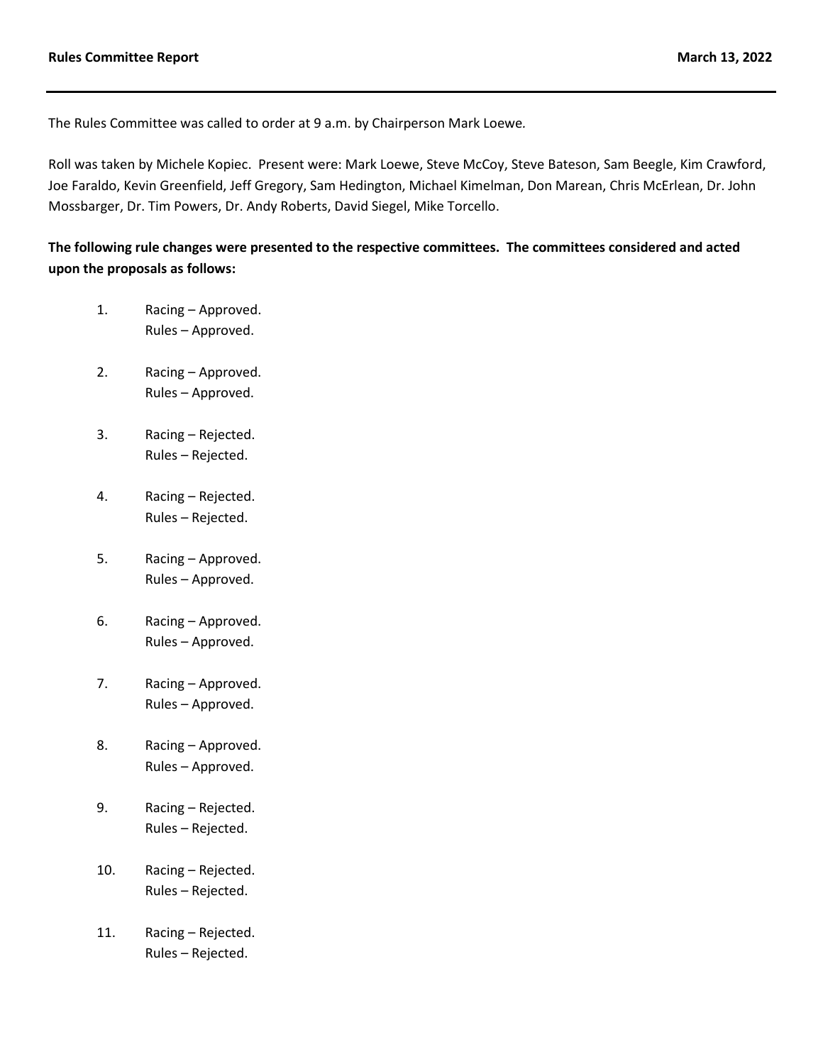**Rules Committee Report** **March 13, 2022**

The Rules Committee was called to order at 9 a.m. by Chairperson Mark Loewe.

Roll was taken by Michele Kopiec. Present were: Mark Loewe, Steve McCoy, Steve Bateson, Sam Beegle, Kim Crawford, Joe Faraldo, Kevin Greenfield, Jeff Gregory, Sam Hedington, Michael Kimelman, Don Marean, Chris McErlean, Dr. John Mossbarger, Dr. Tim Powers, Dr. Andy Roberts, David Siegel, Mike Torcello.

**The following rule changes were presented to the respective committees. The committees considered and acted upon the proposals as follows:**

1. Racing – Approved.
   Rules – Approved.

2. Racing – Approved.
   Rules – Approved.

3. Racing – Rejected.
   Rules – Rejected.

4. Racing – Rejected.
   Rules – Rejected.

5. Racing – Approved.
   Rules – Approved.

6. Racing – Approved.
   Rules – Approved.

7. Racing – Approved.
   Rules – Approved.

8. Racing – Approved.
   Rules – Approved.

9. Racing – Rejected.
   Rules – Rejected.

10. Racing – Rejected.
    Rules – Rejected.

11. Racing – Rejected.
    Rules – Rejected.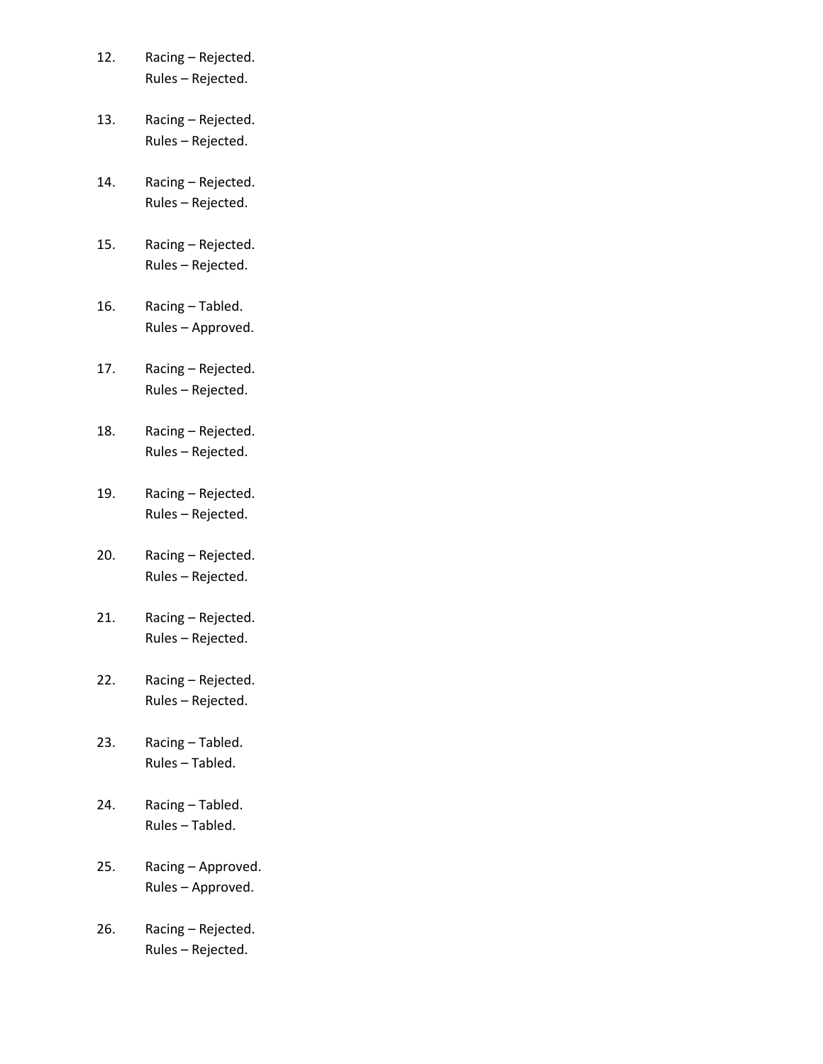12. Racing – Rejected.
    Rules – Rejected.

13. Racing – Rejected.
    Rules – Rejected.

14. Racing – Rejected.
    Rules – Rejected.

15. Racing – Rejected.
    Rules – Rejected.

16. Racing – Tabled.
    Rules – Approved.

17. Racing – Rejected.
    Rules – Rejected.

18. Racing – Rejected.
    Rules – Rejected.

19. Racing – Rejected.
    Rules – Rejected.

20. Racing – Rejected.
    Rules – Rejected.

21. Racing – Rejected.
    Rules – Rejected.

22. Racing – Rejected.
    Rules – Rejected.

23. Racing – Tabled.
    Rules – Tabled.

24. Racing – Tabled.
    Rules – Tabled.

25. Racing – Approved.
    Rules – Approved.

26. Racing – Rejected.
    Rules – Rejected.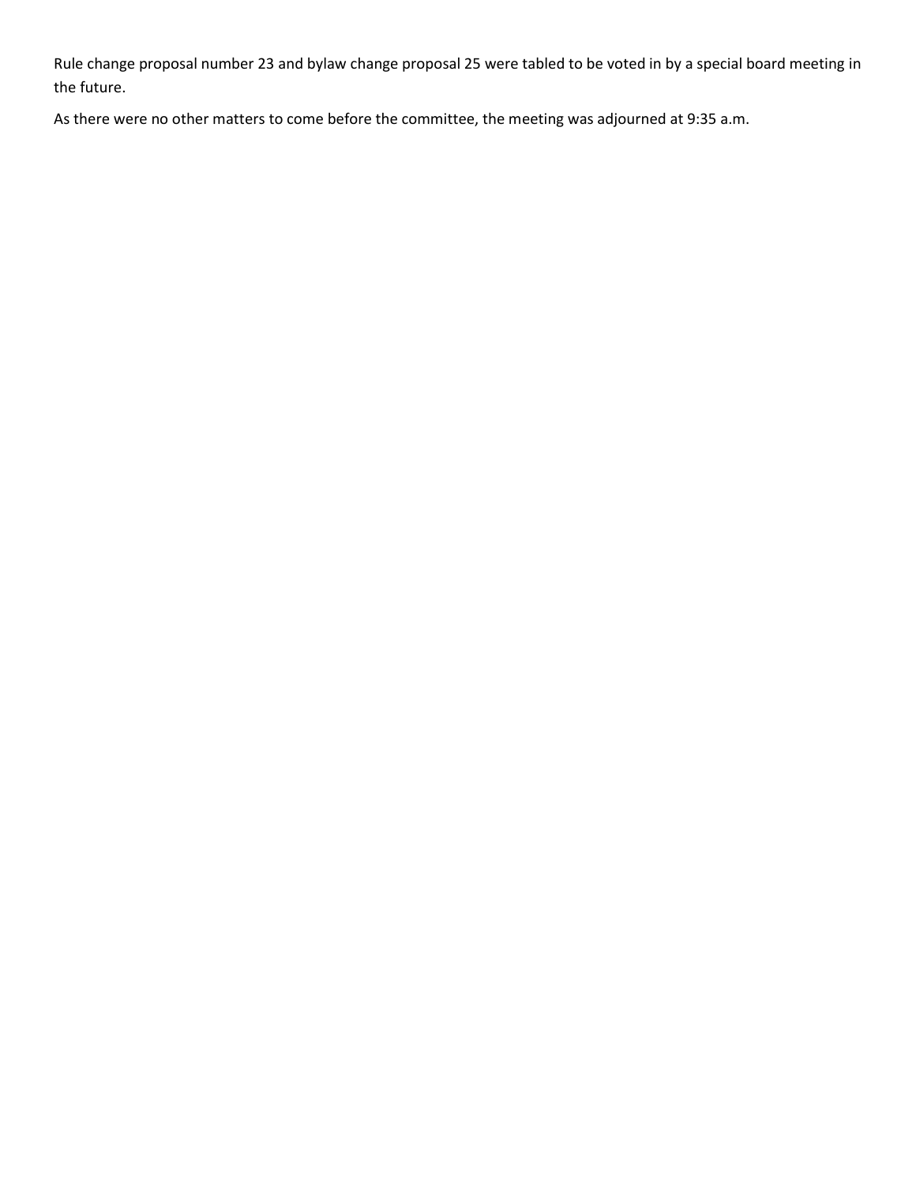Rule change proposal number 23 and bylaw change proposal 25 were tabled to be voted in by a special board meeting in the future.

As there were no other matters to come before the committee, the meeting was adjourned at 9:35 a.m.